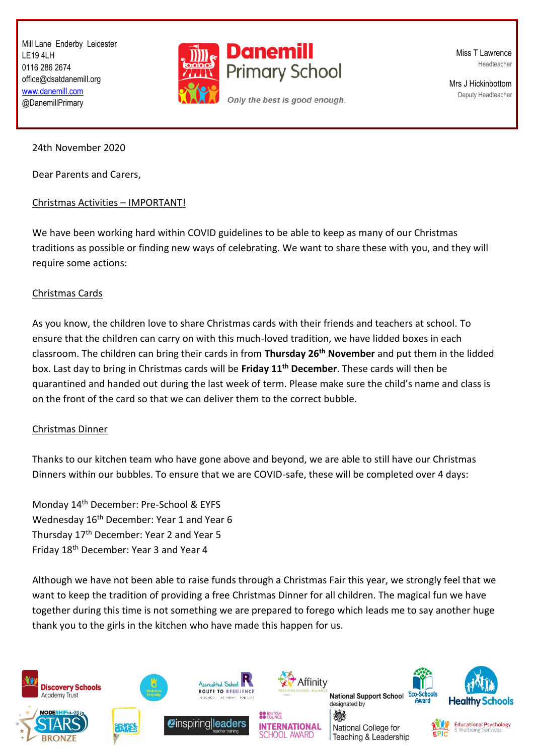Mill Lane Enderby Leicester
LE19 4LH
0116 286 2674
office@dsatdanemill.org
www.danemill.com
@DanemillPrimary

# Danemill Primary School

*Only the best is good enough.*

Miss T Lawrence
Headteacher

Mrs J Hickinbottom
Deputy Headteacher

24th November 2020

Dear Parents and Carers,

Christmas Activities – IMPORTANT!

We have been working hard within COVID guidelines to be able to keep as many of our Christmas traditions as possible or finding new ways of celebrating. We want to share these with you, and they will require some actions:

Christmas Cards

As you know, the children love to share Christmas cards with their friends and teachers at school. To ensure that the children can carry on with this much-loved tradition, we have lidded boxes in each classroom. The children can bring their cards in from **Thursday 26th November** and put them in the lidded box. Last day to bring in Christmas cards will be **Friday 11th December**. These cards will then be quarantined and handed out during the last week of term. Please make sure the child's name and class is on the front of the card so that we can deliver them to the correct bubble.

Christmas Dinner

Thanks to our kitchen team who have gone above and beyond, we are able to still have our Christmas Dinners within our bubbles. To ensure that we are COVID-safe, these will be completed over 4 days:

Monday 14th December: Pre-School & EYFS
Wednesday 16th December: Year 1 and Year 6
Thursday 17th December: Year 2 and Year 5
Friday 18th December: Year 3 and Year 4

Although we have not been able to raise funds through a Christmas Fair this year, we strongly feel that we want to keep the tradition of providing a free Christmas Dinner for all children. The magical fun we have together during this time is not something we are prepared to forego which leads me to say another huge thank you to the girls in the kitchen who have made this happen for us.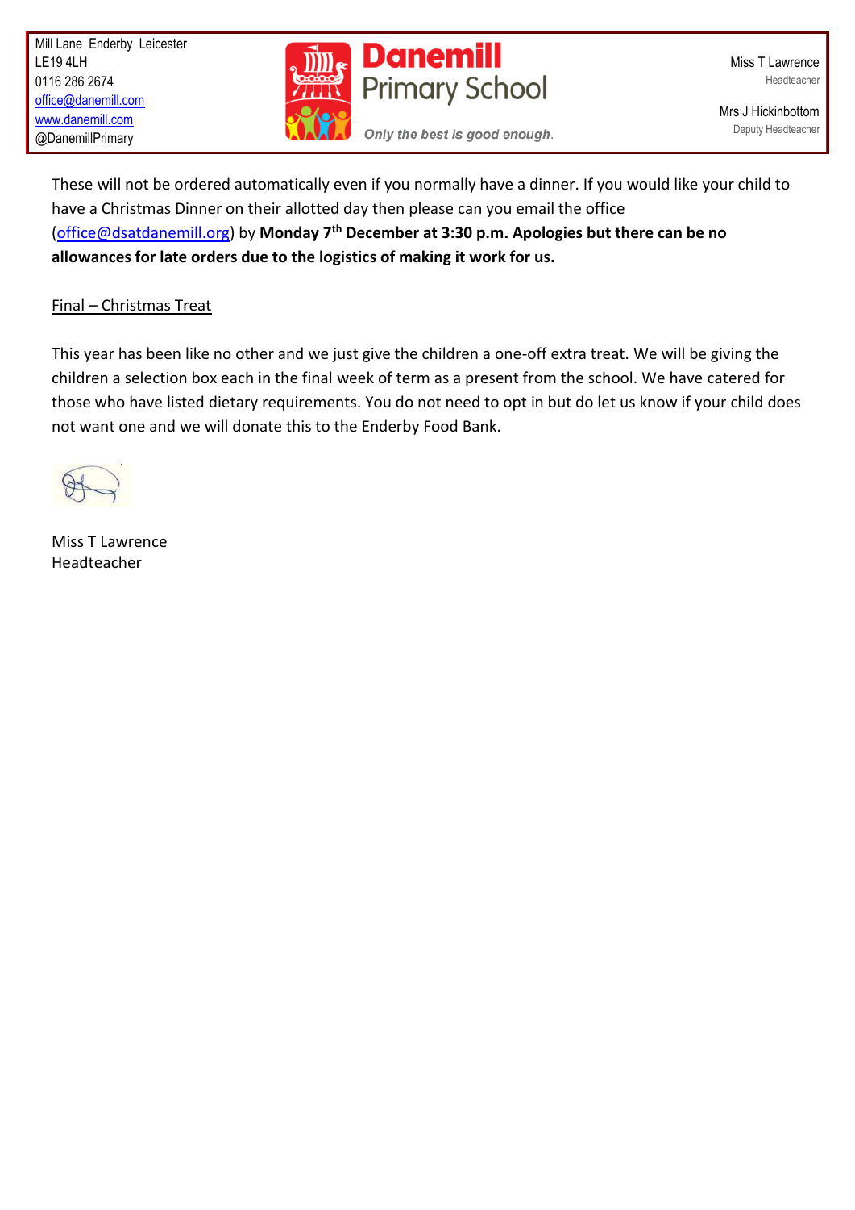Mill Lane Enderby Leicester
LE19 4LH
0116 286 2674
office@danemill.com
www.danemill.com
@DanemillPrimary

**Danemill**
Primary School

*Only the best is good enough.*

Miss T Lawrence
Headteacher

Mrs J Hickinbottom
Deputy Headteacher

These will not be ordered automatically even if you normally have a dinner. If you would like your child to have a Christmas Dinner on their allotted day then please can you email the office (office@dsatdanemill.org) by **Monday 7th December at 3:30 p.m. Apologies but there can be no allowances for late orders due to the logistics of making it work for us.**

Final – Christmas Treat

This year has been like no other and we just give the children a one-off extra treat. We will be giving the children a selection box each in the final week of term as a present from the school. We have catered for those who have listed dietary requirements. You do not need to opt in but do let us know if your child does not want one and we will donate this to the Enderby Food Bank.

Miss T Lawrence
Headteacher